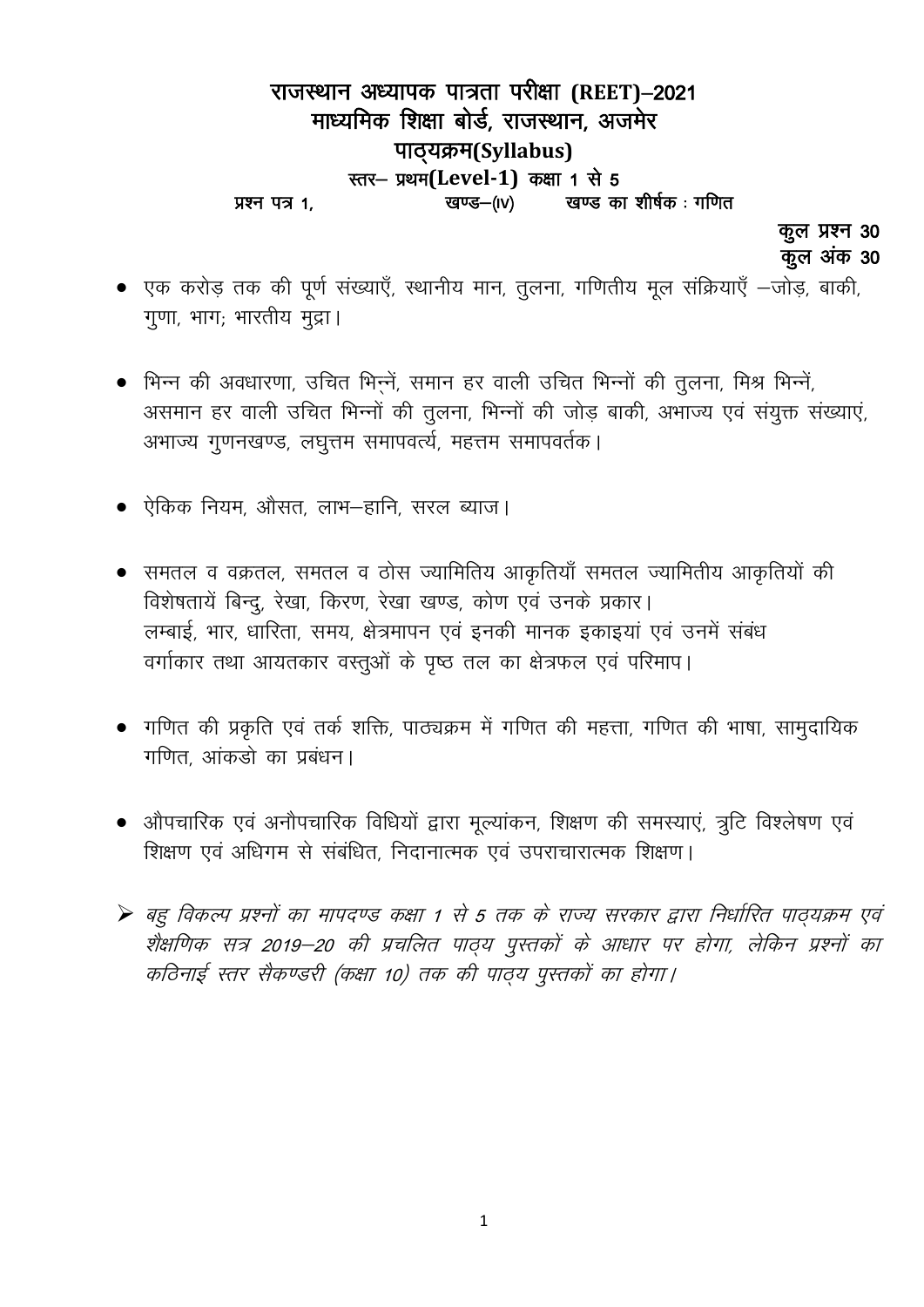# राजस्थान अध्यापक पात्रता परीक्षा (REET)–2021
## माध्यमिक शिक्षा बोर्ड, राजस्थान, अजमेर
## पाठ्यक्रम(Syllabus)
### स्तर– प्रथम(Level-1) कक्षा 1 से 5

**प्रश्न पत्र 1,** **खण्ड–(IV)** **खण्ड का शीर्षक : गणित**

**कुल प्रश्न 30**
**कुल अंक 30**

- एक करोड़ तक की पूर्ण संख्याएँ, स्थानीय मान, तुलना, गणितीय मूल संक्रियाएँ –जोड़, बाकी, गुणा, भाग; भारतीय मुद्रा।

- भिन्न की अवधारणा, उचित भिन्नें, समान हर वाली उचित भिन्नों की तुलना, मिश्र भिन्नें, असमान हर वाली उचित भिन्नों की तुलना, भिन्नों की जोड़ बाकी, अभाज्य एवं संयुक्त संख्याएं, अभाज्य गुणनखण्ड, लघुत्तम समापवर्त्य, महत्तम समापवर्तक।

- ऐकिक नियम, औसत, लाभ–हानि, सरल ब्याज।

- समतल व वक्रतल, समतल व ठोस ज्यामितिय आकृतियाँ समतल ज्यामितीय आकृतियों की विशेषतायें बिन्दु, रेखा, किरण, रेखा खण्ड, कोण एवं उनके प्रकार।
  लम्बाई, भार, धारिता, समय, क्षेत्रमापन एवं इनकी मानक इकाइयां एवं उनमें संबंध
  वर्गाकार तथा आयतकार वस्तुओं के पृष्ठ तल का क्षेत्रफल एवं परिमाप।

- गणित की प्रकृति एवं तर्क शक्ति, पाठ्यक्रम में गणित की महत्ता, गणित की भाषा, सामुदायिक गणित, आंकडो का प्रबंधन।

- औपचारिक एवं अनौपचारिक विधियों द्वारा मूल्यांकन, शिक्षण की समस्याएं, त्रुटि विश्लेषण एवं शिक्षण एवं अधिगम से संबंधित, निदानात्मक एवं उपराचारात्मक शिक्षण।

➢ *बहु विकल्प प्रश्नों का मापदण्ड कक्षा 1 से 5 तक के राज्य सरकार द्वारा निर्धारित पाठ्यक्रम एवं शैक्षणिक सत्र 2019–20 की प्रचलित पाठ्य पुस्तकों के आधार पर होगा, लेकिन प्रश्नों का कठिनाई स्तर सैकण्डरी (कक्षा 10) तक की पाठ्य पुस्तकों का होगा।*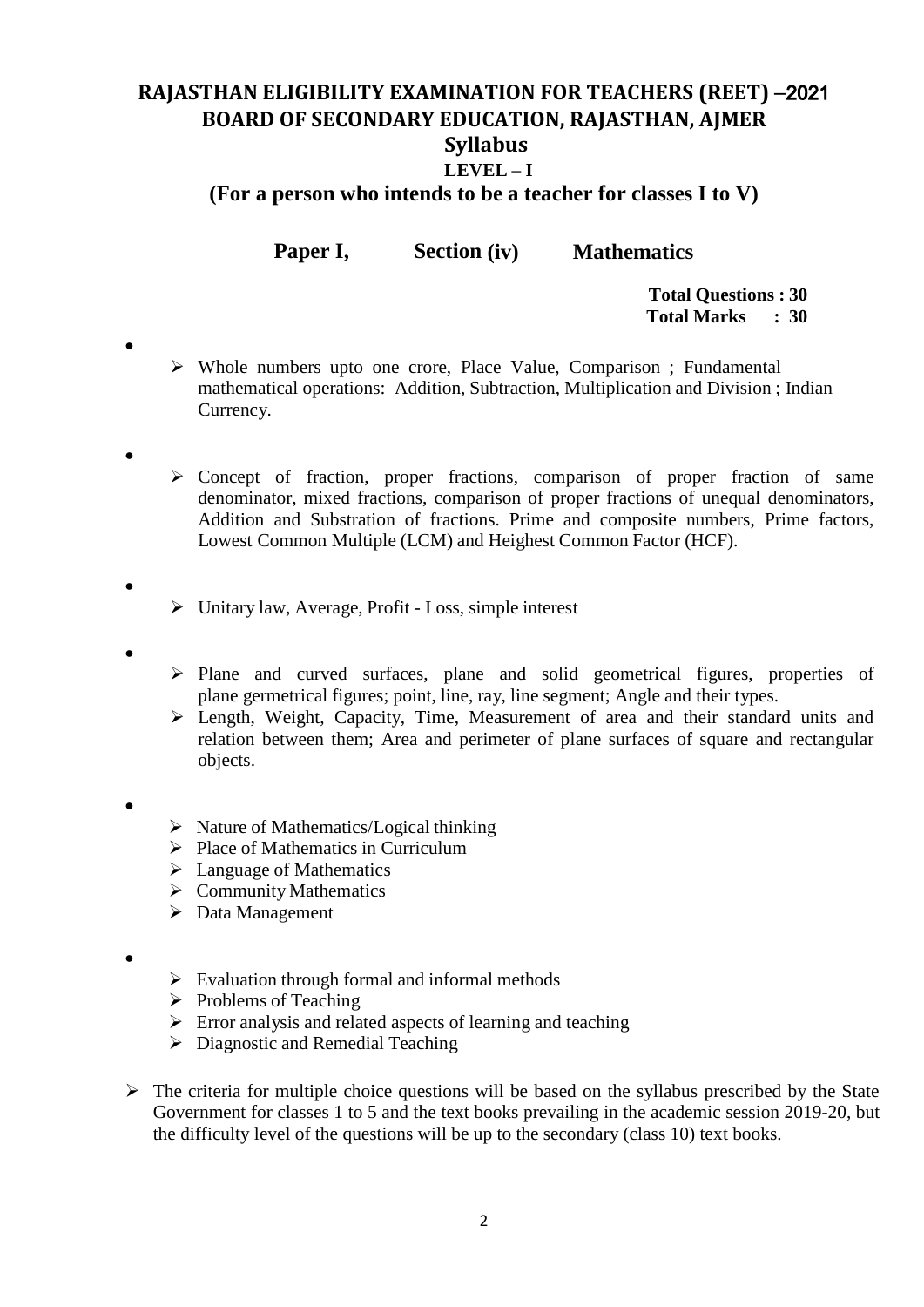# RAJASTHAN ELIGIBILITY EXAMINATION FOR TEACHERS (REET) –2021

## BOARD OF SECONDARY EDUCATION, RAJASTHAN, AJMER

## Syllabus

### LEVEL – I

### (For a person who intends to be a teacher for classes I to V)

**Paper I, Section (iv) Mathematics**

**Total Questions : 30**
**Total Marks : 30**

- 
  - Whole numbers upto one crore, Place Value, Comparison ; Fundamental mathematical operations: Addition, Subtraction, Multiplication and Division ; Indian Currency.

- 
  - Concept of fraction, proper fractions, comparison of proper fraction of same denominator, mixed fractions, comparison of proper fractions of unequal denominators, Addition and Substration of fractions. Prime and composite numbers, Prime factors, Lowest Common Multiple (LCM) and Heighest Common Factor (HCF).

- 
  - Unitary law, Average, Profit - Loss, simple interest

- 
  - Plane and curved surfaces, plane and solid geometrical figures, properties of plane germetrical figures; point, line, ray, line segment; Angle and their types.
  - Length, Weight, Capacity, Time, Measurement of area and their standard units and relation between them; Area and perimeter of plane surfaces of square and rectangular objects.

- 
  - Nature of Mathematics/Logical thinking
  - Place of Mathematics in Curriculum
  - Language of Mathematics
  - Community Mathematics
  - Data Management

- 
  - Evaluation through formal and informal methods
  - Problems of Teaching
  - Error analysis and related aspects of learning and teaching
  - Diagnostic and Remedial Teaching

- The criteria for multiple choice questions will be based on the syllabus prescribed by the State Government for classes 1 to 5 and the text books prevailing in the academic session 2019-20, but the difficulty level of the questions will be up to the secondary (class 10) text books.